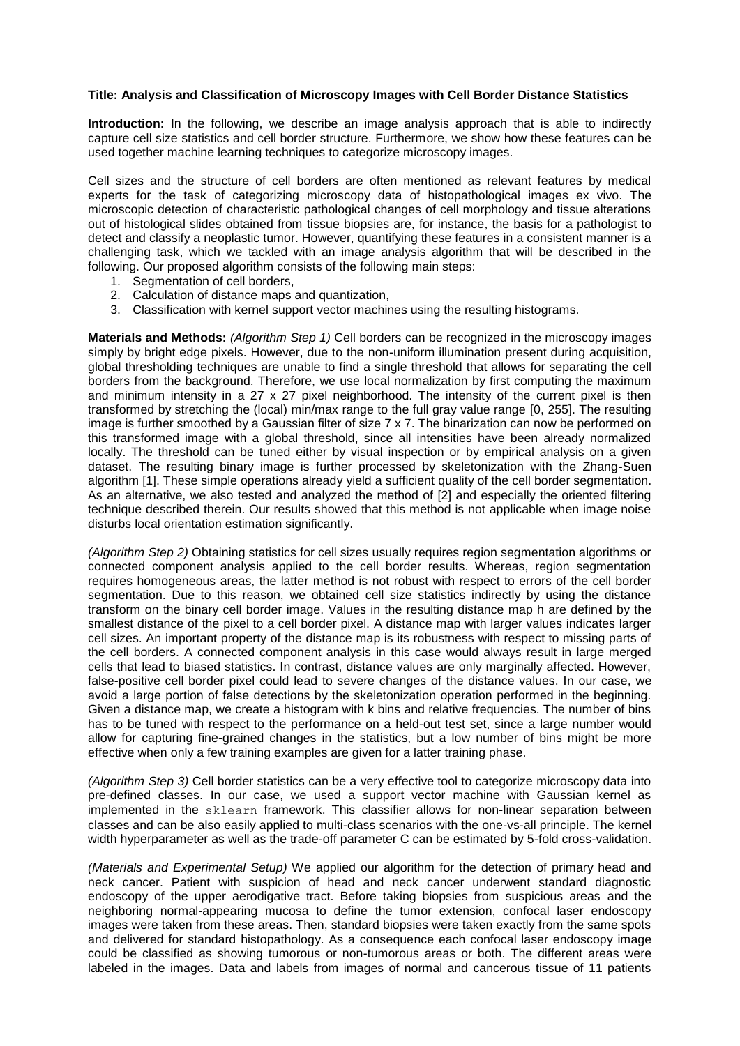**Title: Analysis and Classification of Microscopy Images with Cell Border Distance Statistics**

**Introduction:** In the following, we describe an image analysis approach that is able to indirectly capture cell size statistics and cell border structure. Furthermore, we show how these features can be used together machine learning techniques to categorize microscopy images.

Cell sizes and the structure of cell borders are often mentioned as relevant features by medical experts for the task of categorizing microscopy data of histopathological images ex vivo. The microscopic detection of characteristic pathological changes of cell morphology and tissue alterations out of histological slides obtained from tissue biopsies are, for instance, the basis for a pathologist to detect and classify a neoplastic tumor. However, quantifying these features in a consistent manner is a challenging task, which we tackled with an image analysis algorithm that will be described in the following. Our proposed algorithm consists of the following main steps:

1. Segmentation of cell borders,
2. Calculation of distance maps and quantization,
3. Classification with kernel support vector machines using the resulting histograms.

**Materials and Methods:** *(Algorithm Step 1)* Cell borders can be recognized in the microscopy images simply by bright edge pixels. However, due to the non-uniform illumination present during acquisition, global thresholding techniques are unable to find a single threshold that allows for separating the cell borders from the background. Therefore, we use local normalization by first computing the maximum and minimum intensity in a 27 x 27 pixel neighborhood. The intensity of the current pixel is then transformed by stretching the (local) min/max range to the full gray value range [0, 255]. The resulting image is further smoothed by a Gaussian filter of size 7 x 7. The binarization can now be performed on this transformed image with a global threshold, since all intensities have been already normalized locally. The threshold can be tuned either by visual inspection or by empirical analysis on a given dataset. The resulting binary image is further processed by skeletonization with the Zhang-Suen algorithm [1]. These simple operations already yield a sufficient quality of the cell border segmentation. As an alternative, we also tested and analyzed the method of [2] and especially the oriented filtering technique described therein. Our results showed that this method is not applicable when image noise disturbs local orientation estimation significantly.

*(Algorithm Step 2)* Obtaining statistics for cell sizes usually requires region segmentation algorithms or connected component analysis applied to the cell border results. Whereas, region segmentation requires homogeneous areas, the latter method is not robust with respect to errors of the cell border segmentation. Due to this reason, we obtained cell size statistics indirectly by using the distance transform on the binary cell border image. Values in the resulting distance map h are defined by the smallest distance of the pixel to a cell border pixel. A distance map with larger values indicates larger cell sizes. An important property of the distance map is its robustness with respect to missing parts of the cell borders. A connected component analysis in this case would always result in large merged cells that lead to biased statistics. In contrast, distance values are only marginally affected. However, false-positive cell border pixel could lead to severe changes of the distance values. In our case, we avoid a large portion of false detections by the skeletonization operation performed in the beginning. Given a distance map, we create a histogram with k bins and relative frequencies. The number of bins has to be tuned with respect to the performance on a held-out test set, since a large number would allow for capturing fine-grained changes in the statistics, but a low number of bins might be more effective when only a few training examples are given for a latter training phase.

*(Algorithm Step 3)* Cell border statistics can be a very effective tool to categorize microscopy data into pre-defined classes. In our case, we used a support vector machine with Gaussian kernel as implemented in the `sklearn` framework. This classifier allows for non-linear separation between classes and can be also easily applied to multi-class scenarios with the one-vs-all principle. The kernel width hyperparameter as well as the trade-off parameter C can be estimated by 5-fold cross-validation.

*(Materials and Experimental Setup)* We applied our algorithm for the detection of primary head and neck cancer. Patient with suspicion of head and neck cancer underwent standard diagnostic endoscopy of the upper aerodigative tract. Before taking biopsies from suspicious areas and the neighboring normal-appearing mucosa to define the tumor extension, confocal laser endoscopy images were taken from these areas. Then, standard biopsies were taken exactly from the same spots and delivered for standard histopathology. As a consequence each confocal laser endoscopy image could be classified as showing tumorous or non-tumorous areas or both. The different areas were labeled in the images. Data and labels from images of normal and cancerous tissue of 11 patients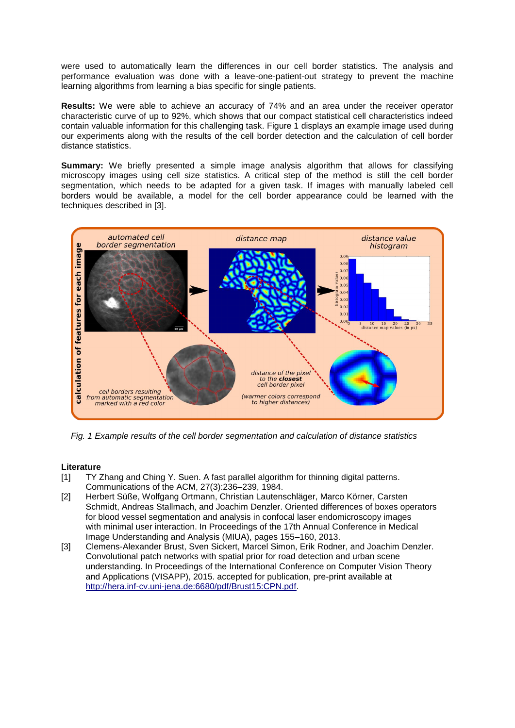were used to automatically learn the differences in our cell border statistics. The analysis and performance evaluation was done with a leave-one-patient-out strategy to prevent the machine learning algorithms from learning a bias specific for single patients.

**Results:** We were able to achieve an accuracy of 74% and an area under the receiver operator characteristic curve of up to 92%, which shows that our compact statistical cell characteristics indeed contain valuable information for this challenging task. Figure 1 displays an example image used during our experiments along with the results of the cell border detection and the calculation of cell border distance statistics.

**Summary:** We briefly presented a simple image analysis algorithm that allows for classifying microscopy images using cell size statistics. A critical step of the method is still the cell border segmentation, which needs to be adapted for a given task. If images with manually labeled cell borders would be available, a model for the cell border appearance could be learned with the techniques described in [3].

calculation of features for each image

automated cell border segmentation

distance map

distance value histogram

histogram values

0.09
0.08
0.07
0.06
0.05
0.04
0.03
0.02
0.01
0.00

0 5 10 15 20 25 30 35

distance map values (in px)

20 µm

cell borders resulting from automatic segmentation marked with a red color

distance of the pixel to the ***closest*** cell border pixel

(warmer colors correspond to higher distances)

*Fig. 1 Example results of the cell border segmentation and calculation of distance statistics*

**Literature**

[1] TY Zhang and Ching Y. Suen. A fast parallel algorithm for thinning digital patterns. Communications of the ACM, 27(3):236–239, 1984.

[2] Herbert Süße, Wolfgang Ortmann, Christian Lautenschläger, Marco Körner, Carsten Schmidt, Andreas Stallmach, and Joachim Denzler. Oriented differences of boxes operators for blood vessel segmentation and analysis in confocal laser endomicroscopy images with minimal user interaction. In Proceedings of the 17th Annual Conference in Medical Image Understanding and Analysis (MIUA), pages 155–160, 2013.

[3] Clemens-Alexander Brust, Sven Sickert, Marcel Simon, Erik Rodner, and Joachim Denzler. Convolutional patch networks with spatial prior for road detection and urban scene understanding. In Proceedings of the International Conference on Computer Vision Theory and Applications (VISAPP), 2015. accepted for publication, pre-print available at http://hera.inf-cv.uni-jena.de:6680/pdf/Brust15:CPN.pdf.